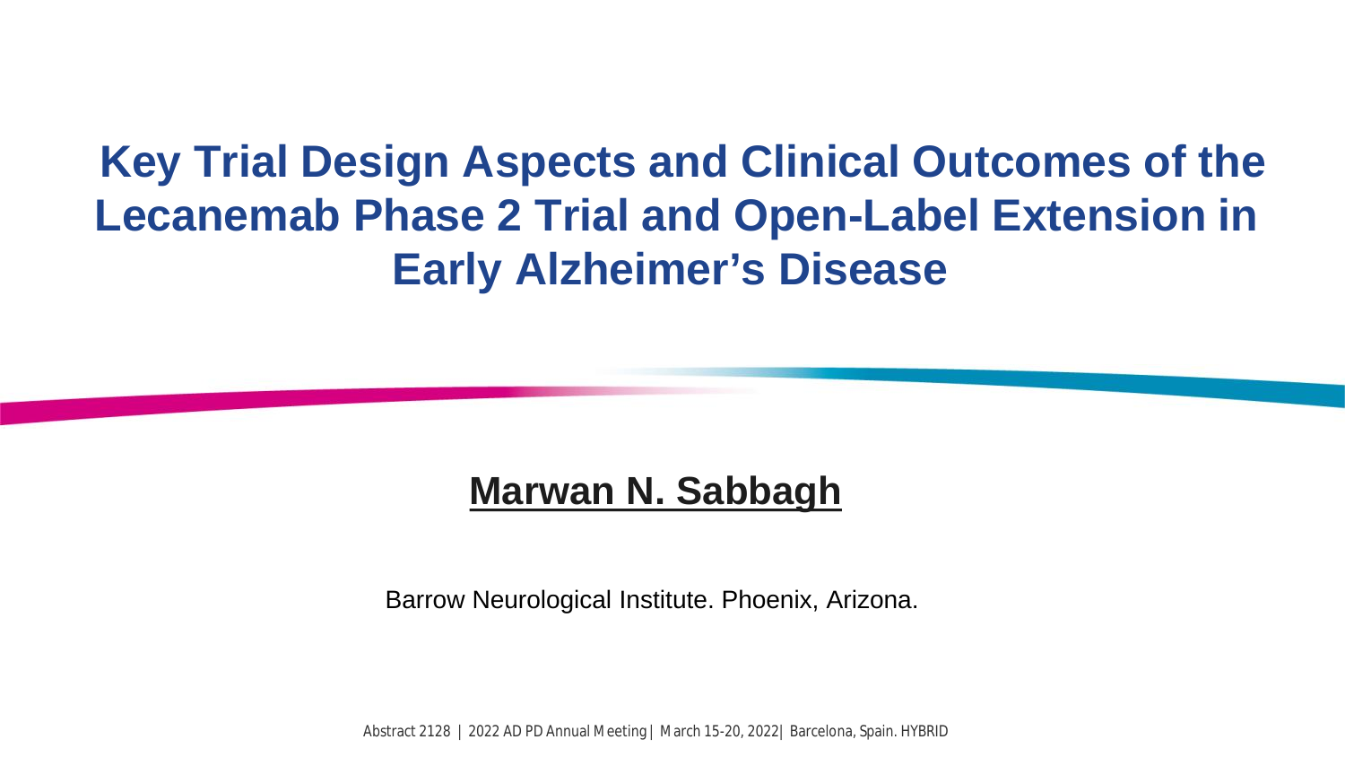# Key Trial Design Aspects and Clinical Outcomes of the Lecanemab Phase 2 Trial and Open-Label Extension in Early Alzheimer's Disease

**Marwan N. Sabbagh**

Barrow Neurological Institute. Phoenix, Arizona.

Abstract 2128 | 2022 AD PD Annual Meeting | March 15-20, 2022| Barcelona, Spain. HYBRID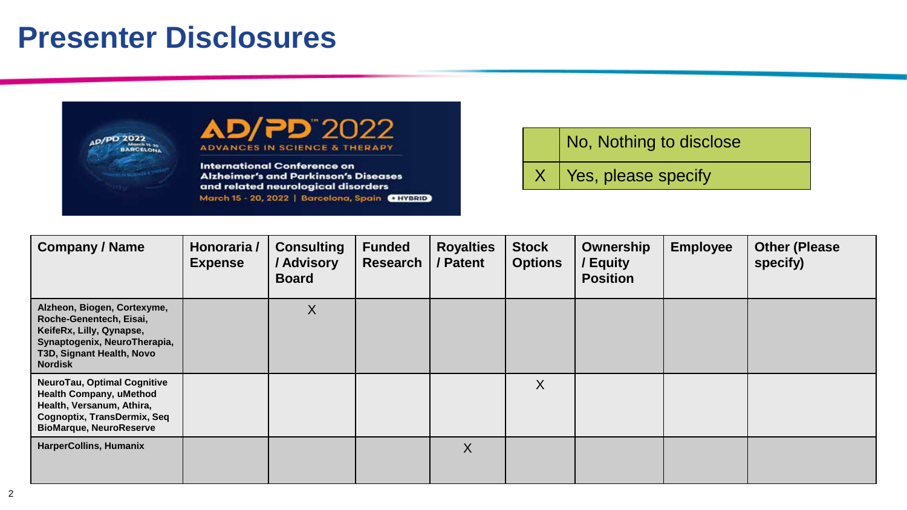# Presenter Disclosures

AD/PD™ 2022
ADVANCES IN SCIENCE & THERAPY
International Conference on Alzheimer's and Parkinson's Diseases and related neurological disorders
March 15 - 20, 2022 | Barcelona, Spain + HYBRID

| | |
|---|---|
| | No, Nothing to disclose |
| X | Yes, please specify |

| Company / Name | Honoraria / Expense | Consulting / Advisory Board | Funded Research | Royalties / Patent | Stock Options | Ownership / Equity Position | Employee | Other (Please specify) |
|---|---|---|---|---|---|---|---|---|
| Alzheon, Biogen, Cortexyme, Roche-Genentech, Eisai, KeifeRx, Lilly, Qynapse, Synaptogenix, NeuroTherapia, T3D, Signant Health, Novo Nordisk | | X | | | | | | |
| NeuroTau, Optimal Cognitive Health Company, uMethod Health, Versanum, Athira, Cognoptix, TransDermix, Seq BioMarque, NeuroReserve | | | | | X | | | |
| HarperCollins, Humanix | | | | X | | | | |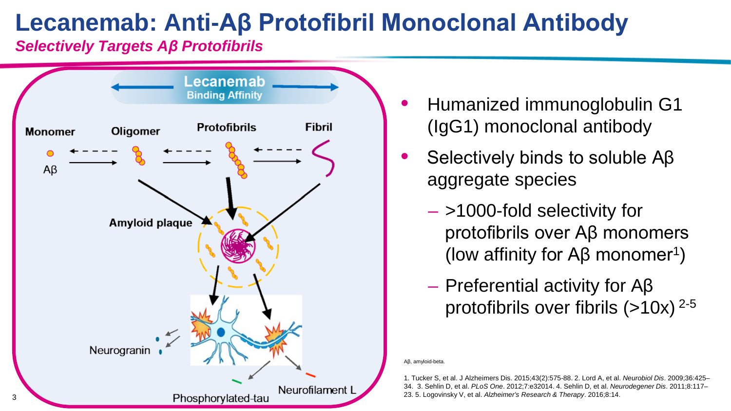# Lecanemab: Anti-Aβ Protofibril Monoclonal Antibody

***Selectively Targets Aβ Protofibrils***

Lecanemab Binding Affinity

Monomer | Oligomer | Protofibrils | Fibril

Aβ

Amyloid plaque

Neurogranin

Phosphorylated-tau

Neurofilament L

- Humanized immunoglobulin G1 (IgG1) monoclonal antibody
- Selectively binds to soluble Aβ aggregate species
  - >1000-fold selectivity for protofibrils over Aβ monomers (low affinity for Aβ monomer[1])
  - Preferential activity for Aβ protofibrils over fibrils (>10x) [2-5]

Aβ, amyloid-beta.

1. Tucker S, et al. J Alzheimers Dis. 2015;43(2):575-88. 2. Lord A, et al. *Neurobiol Dis*. 2009;36:425–34. 3. Sehlin D, et al. *PLoS One*. 2012;7:e32014. 4. Sehlin D, et al. *Neurodegener Dis*. 2011;8:117–23. 5. Logovinsky V, et al. *Alzheimer's Research & Therapy*. 2016;8:14.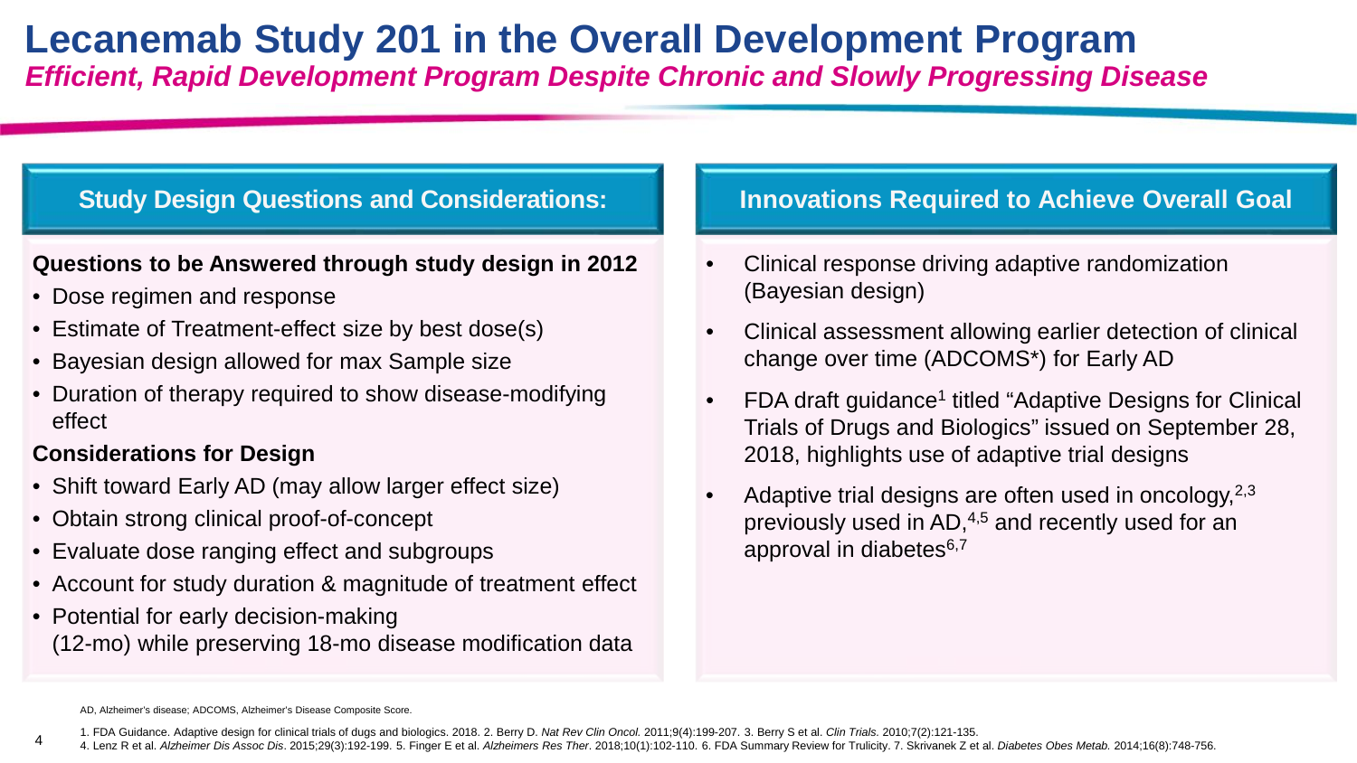# Lecanemab Study 201 in the Overall Development Program

***Efficient, Rapid Development Program Despite Chronic and Slowly Progressing Disease***

## Study Design Questions and Considerations:

**Questions to be Answered through study design in 2012**

- Dose regimen and response
- Estimate of Treatment-effect size by best dose(s)
- Bayesian design allowed for max Sample size
- Duration of therapy required to show disease-modifying effect

**Considerations for Design**

- Shift toward Early AD (may allow larger effect size)
- Obtain strong clinical proof-of-concept
- Evaluate dose ranging effect and subgroups
- Account for study duration & magnitude of treatment effect
- Potential for early decision-making (12-mo) while preserving 18-mo disease modification data

## Innovations Required to Achieve Overall Goal

- Clinical response driving adaptive randomization (Bayesian design)
- Clinical assessment allowing earlier detection of clinical change over time (ADCOMS*) for Early AD
- FDA draft guidance[1] titled "Adaptive Designs for Clinical Trials of Drugs and Biologics" issued on September 28, 2018, highlights use of adaptive trial designs
- Adaptive trial designs are often used in oncology,[2,3] previously used in AD,[4,5] and recently used for an approval in diabetes[6,7]

AD, Alzheimer's disease; ADCOMS, Alzheimer's Disease Composite Score.

1. FDA Guidance. Adaptive design for clinical trials of dugs and biologics. 2018. 2. Berry D. *Nat Rev Clin Oncol.* 2011;9(4):199-207. 3. Berry S et al. *Clin Trials*. 2010;7(2):121-135.
4. Lenz R et al. *Alzheimer Dis Assoc Dis*. 2015;29(3):192-199. 5. Finger E et al. *Alzheimers Res Ther*. 2018;10(1):102-110. 6. FDA Summary Review for Trulicity. 7. Skrivanek Z et al. *Diabetes Obes Metab.* 2014;16(8):748-756.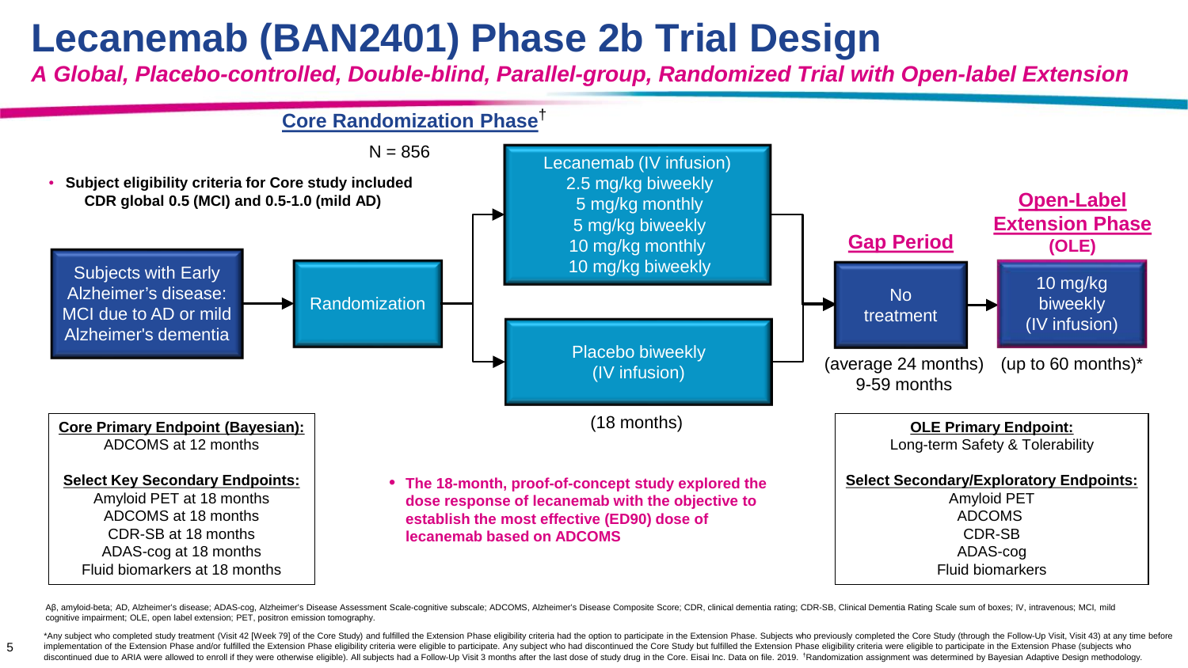# Lecanemab (BAN2401) Phase 2b Trial Design

***A Global, Placebo-controlled, Double-blind, Parallel-group, Randomized Trial with Open-label Extension***

## Core Randomization Phase†

N = 856

- **Subject eligibility criteria for Core study included CDR global 0.5 (MCI) and 0.5-1.0 (mild AD)**

Subjects with Early Alzheimer's disease: MCI due to AD or mild Alzheimer's dementia → Randomization →

- Lecanemab (IV infusion)
  - 2.5 mg/kg biweekly
  - 5 mg/kg monthly
  - 5 mg/kg biweekly
  - 10 mg/kg monthly
  - 10 mg/kg biweekly
- Placebo biweekly (IV infusion)

(18 months)

→ **Gap Period**: No treatment (average 24 months) 9-59 months

→ **Open-Label Extension Phase (OLE)**: 10 mg/kg biweekly (IV infusion) (up to 60 months)*

**Core Primary Endpoint (Bayesian):**
ADCOMS at 12 months

**Select Key Secondary Endpoints:**
Amyloid PET at 18 months
ADCOMS at 18 months
CDR-SB at 18 months
ADAS-cog at 18 months
Fluid biomarkers at 18 months

- **The 18-month, proof-of-concept study explored the dose response of lecanemab with the objective to establish the most effective (ED90) dose of lecanemab based on ADCOMS**

**OLE Primary Endpoint:**
Long-term Safety & Tolerability

**Select Secondary/Exploratory Endpoints:**
Amyloid PET
ADCOMS
CDR-SB
ADAS-cog
Fluid biomarkers

Aβ, amyloid-beta; AD, Alzheimer's disease; ADAS-cog, Alzheimer's Disease Assessment Scale-cognitive subscale; ADCOMS, Alzheimer's Disease Composite Score; CDR, clinical dementia rating; CDR-SB, Clinical Dementia Rating Scale sum of boxes; IV, intravenous; MCI, mild cognitive impairment; OLE, open label extension; PET, positron emission tomography.

*Any subject who completed study treatment (Visit 42 [Week 79] of the Core Study) and fulfilled the Extension Phase eligibility criteria had the option to participate in the Extension Phase. Subjects who previously completed the Core Study (through the Follow-Up Visit, Visit 43) at any time before implementation of the Extension Phase and/or fulfilled the Extension Phase eligibility criteria were eligible to participate. Any subject who had discontinued the Core Study but fulfilled the Extension Phase eligibility criteria were eligible to participate in the Extension Phase (subjects who discontinued due to ARIA were allowed to enroll if they were otherwise eligible). All subjects had a Follow-Up Visit 3 months after the last dose of study drug in the Core. Eisai Inc. Data on file. 2019. †Randomization assignment was determined by Bayesian Adaptive Design methodology.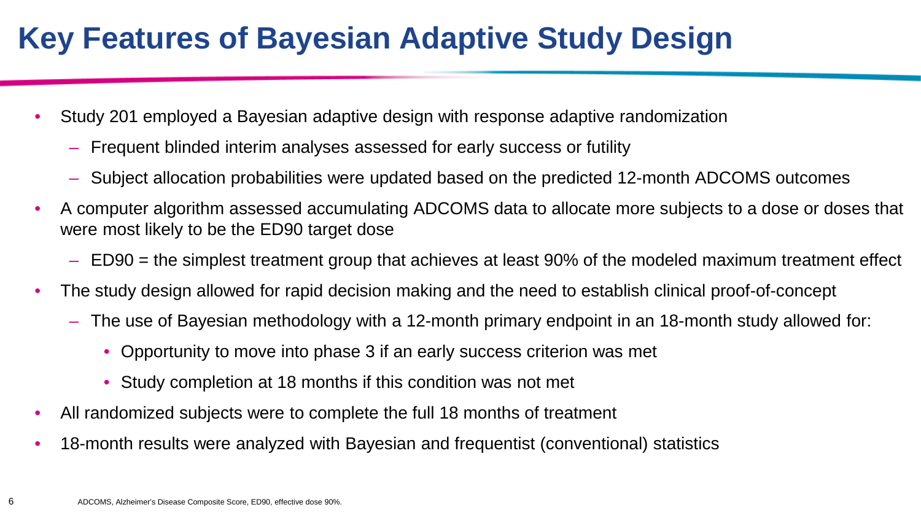# Key Features of Bayesian Adaptive Study Design

- Study 201 employed a Bayesian adaptive design with response adaptive randomization
  - Frequent blinded interim analyses assessed for early success or futility
  - Subject allocation probabilities were updated based on the predicted 12-month ADCOMS outcomes
- A computer algorithm assessed accumulating ADCOMS data to allocate more subjects to a dose or doses that were most likely to be the ED90 target dose
  - ED90 = the simplest treatment group that achieves at least 90% of the modeled maximum treatment effect
- The study design allowed for rapid decision making and the need to establish clinical proof-of-concept
  - The use of Bayesian methodology with a 12-month primary endpoint in an 18-month study allowed for:
    - Opportunity to move into phase 3 if an early success criterion was met
    - Study completion at 18 months if this condition was not met
- All randomized subjects were to complete the full 18 months of treatment
- 18-month results were analyzed with Bayesian and frequentist (conventional) statistics

ADCOMS, Alzheimer's Disease Composite Score, ED90, effective dose 90%.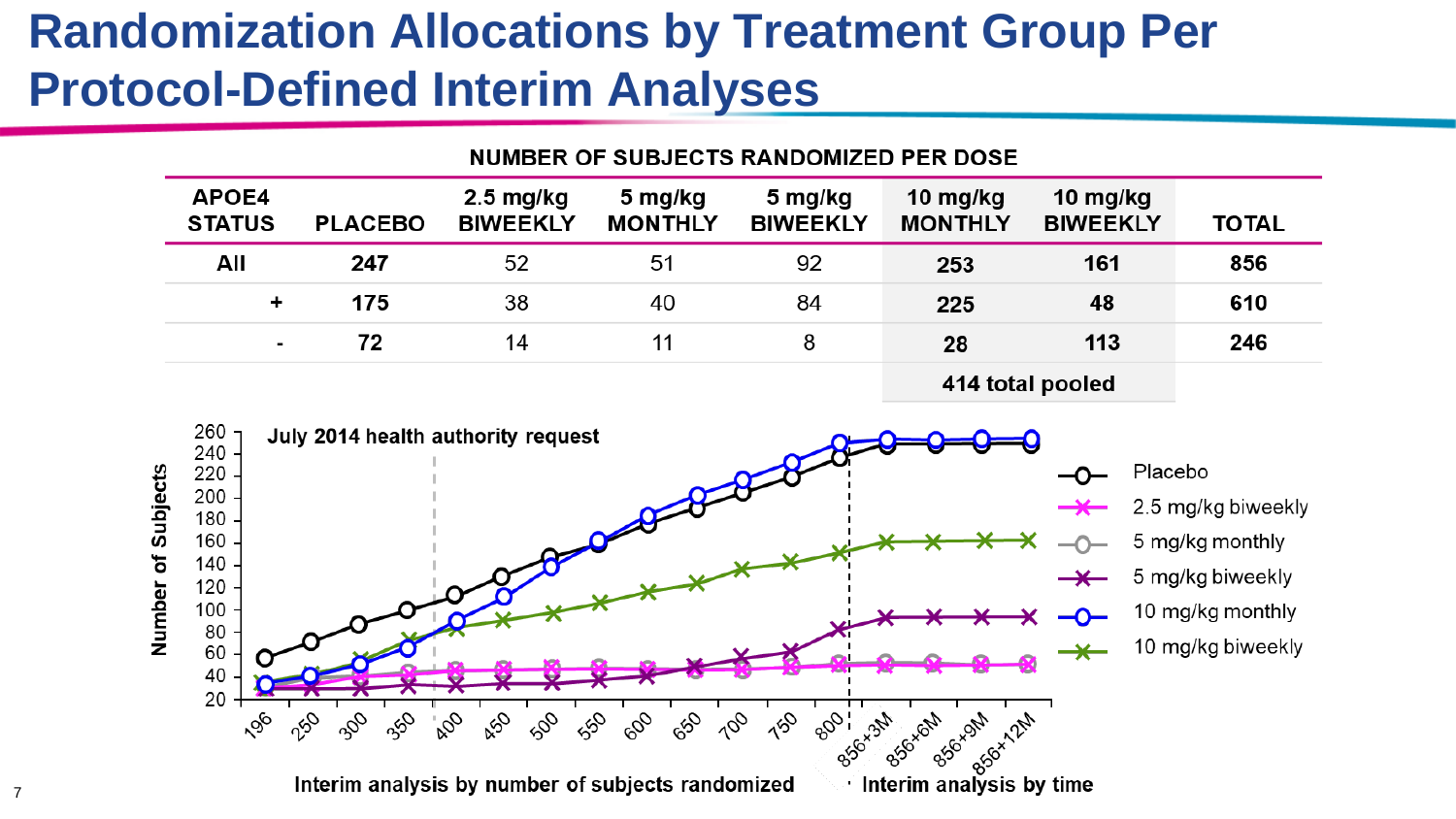# Randomization Allocations by Treatment Group Per Protocol-Defined Interim Analyses

**NUMBER OF SUBJECTS RANDOMIZED PER DOSE**

| APOE4 STATUS | PLACEBO | 2.5 mg/kg BIWEEKLY | 5 mg/kg MONTHLY | 5 mg/kg BIWEEKLY | 10 mg/kg MONTHLY | 10 mg/kg BIWEEKLY | TOTAL |
|---|---|---|---|---|---|---|---|
| All | **247** | 52 | 51 | 92 | **253** | **161** | **856** |
| + | **175** | 38 | 40 | 84 | **225** | **48** | **610** |
| - | **72** | 14 | 11 | 8 | **28** | **113** | **246** |
| | | | | | **414 total pooled** | | |

July 2014 health authority request

Number of Subjects

Interim analysis by number of subjects randomized

Interim analysis by time

Legend: Placebo; 2.5 mg/kg biweekly; 5 mg/kg monthly; 5 mg/kg biweekly; 10 mg/kg monthly; 10 mg/kg biweekly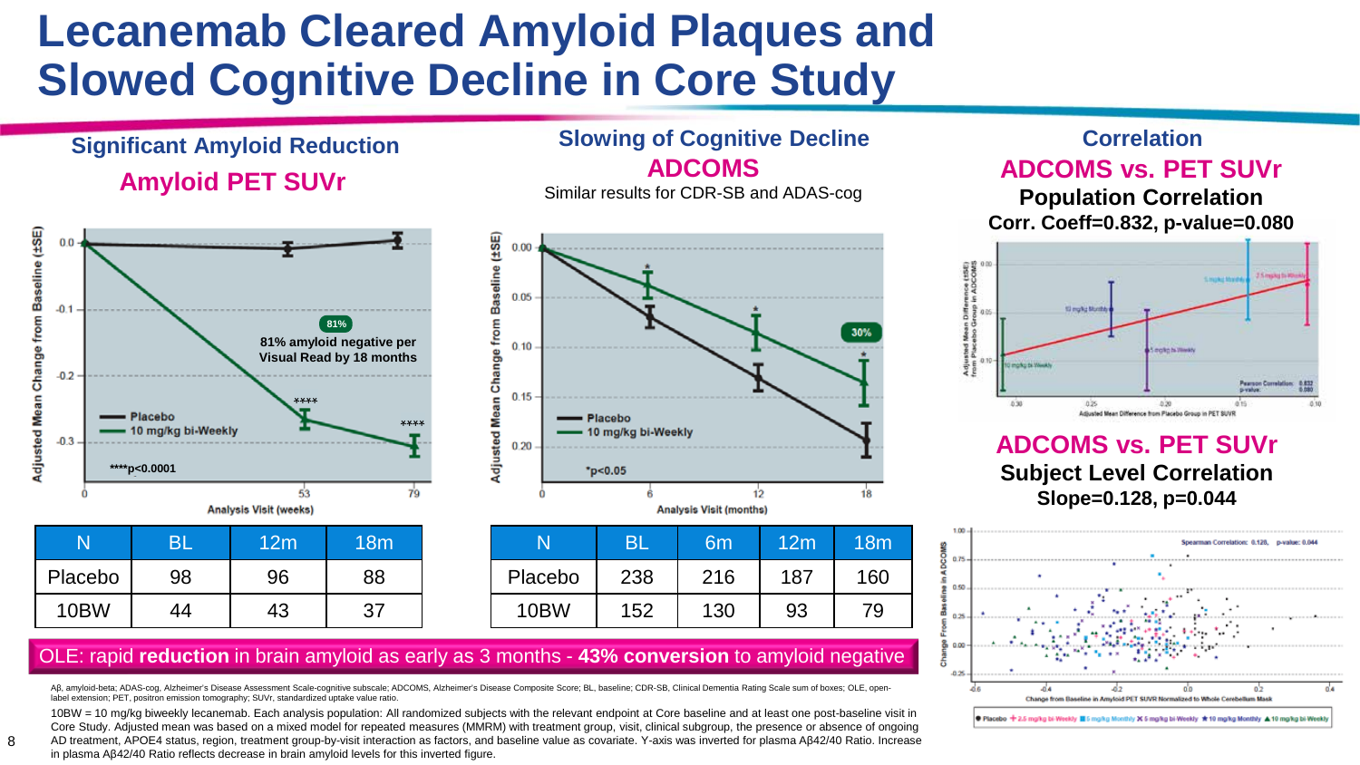# Lecanemab Cleared Amyloid Plaques and Slowed Cognitive Decline in Core Study

## Significant Amyloid Reduction

**Amyloid PET SUVr**

81% amyloid negative per Visual Read by 18 months

****p<0.0001

| N | BL | 12m | 18m |
|---|---|---|---|
| Placebo | 98 | 96 | 88 |
| 10BW | 44 | 43 | 37 |

## Slowing of Cognitive Decline

**ADCOMS**

Similar results for CDR-SB and ADAS-cog

*p<0.05

| N | BL | 6m | 12m | 18m |
|---|---|---|---|---|
| Placebo | 238 | 216 | 187 | 160 |
| 10BW | 152 | 130 | 93 | 79 |

## Correlation

**ADCOMS vs. PET SUVr**

**Population Correlation**

**Corr. Coeff=0.832, p-value=0.080**

**ADCOMS vs. PET SUVr**

**Subject Level Correlation**

**Slope=0.128, p=0.044**

OLE: rapid **reduction** in brain amyloid as early as 3 months - **43% conversion** to amyloid negative

Aβ, amyloid-beta; ADAS-cog, Alzheimer's Disease Assessment Scale-cognitive subscale; ADCOMS, Alzheimer's Disease Composite Score; BL, baseline; CDR-SB, Clinical Dementia Rating Scale sum of boxes; OLE, open-label extension; PET, positron emission tomography; SUVr, standardized uptake value ratio.

10BW = 10 mg/kg biweekly lecanemab. Each analysis population: All randomized subjects with the relevant endpoint at Core baseline and at least one post-baseline visit in Core Study. Adjusted mean was based on a mixed model for repeated measures (MMRM) with treatment group, visit, clinical subgroup, the presence or absence of ongoing AD treatment, APOE4 status, region, treatment group-by-visit interaction as factors, and baseline value as covariate. Y-axis was inverted for plasma Aβ42/40 Ratio. Increase in plasma Aβ42/40 Ratio reflects decrease in brain amyloid levels for this inverted figure.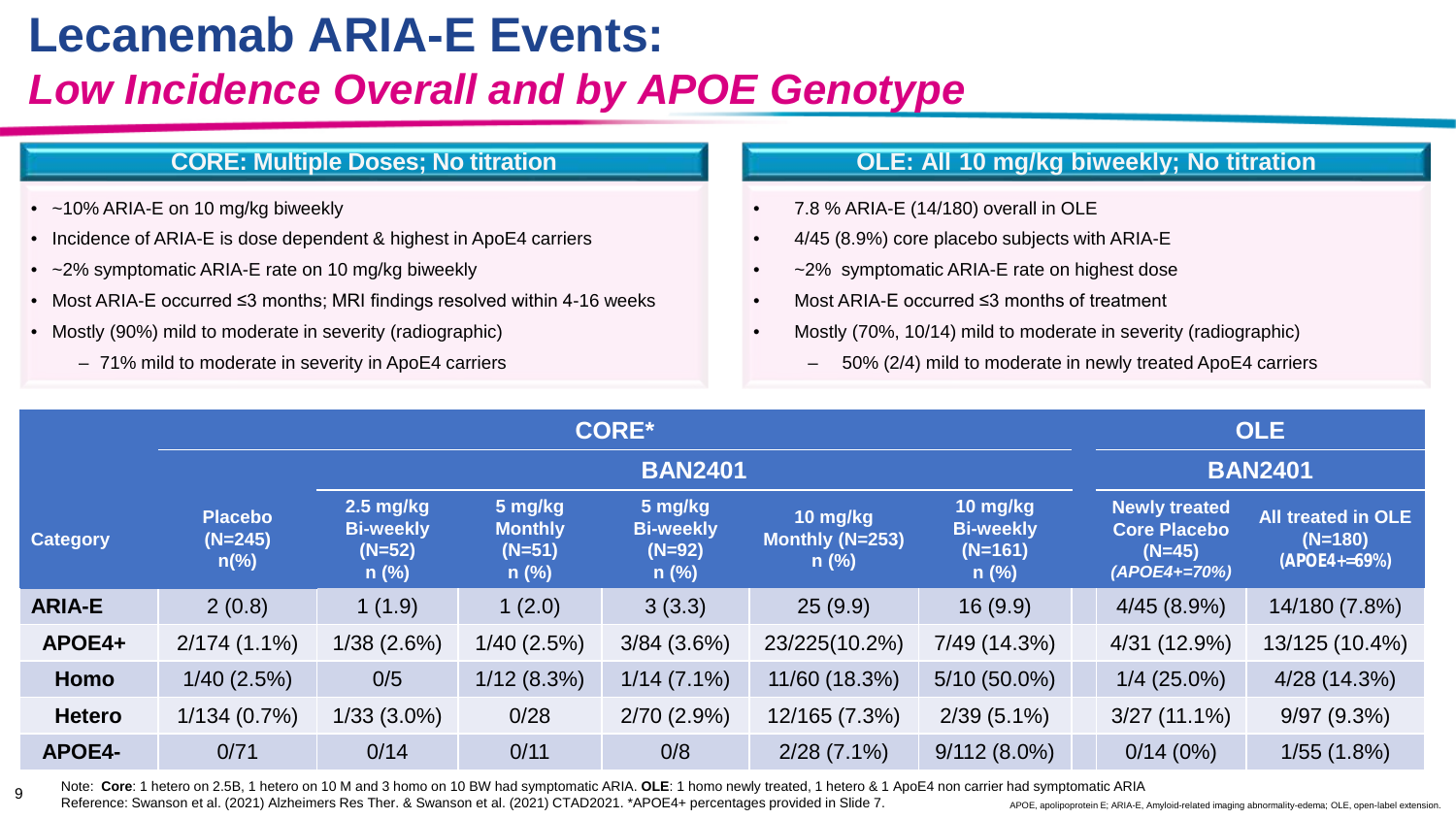# Lecanemab ARIA-E Events:

## *Low Incidence Overall and by APOE Genotype*

### CORE: Multiple Doses; No titration

- ~10% ARIA-E on 10 mg/kg biweekly
- Incidence of ARIA-E is dose dependent & highest in ApoE4 carriers
- ~2% symptomatic ARIA-E rate on 10 mg/kg biweekly
- Most ARIA-E occurred ≤3 months; MRI findings resolved within 4-16 weeks
- Mostly (90%) mild to moderate in severity (radiographic)
  - 71% mild to moderate in severity in ApoE4 carriers

### OLE: All 10 mg/kg biweekly; No titration

- 7.8 % ARIA-E (14/180) overall in OLE
- 4/45 (8.9%) core placebo subjects with ARIA-E
- ~2% symptomatic ARIA-E rate on highest dose
- Most ARIA-E occurred ≤3 months of treatment
- Mostly (70%, 10/14) mild to moderate in severity (radiographic)
  - 50% (2/4) mild to moderate in newly treated ApoE4 carriers

| | CORE* | | | | | | OLE | |
|---|---|---|---|---|---|---|---|---|
| | | BAN2401 | | | | | BAN2401 | |
| **Category** | **Placebo (N=245) n(%)** | **2.5 mg/kg Bi-weekly (N=52) n (%)** | **5 mg/kg Monthly (N=51) n (%)** | **5 mg/kg Bi-weekly (N=92) n (%)** | **10 mg/kg Monthly (N=253) n (%)** | **10 mg/kg Bi-weekly (N=161) n (%)** | **Newly treated Core Placebo (N=45) *(APOE4+=70%)*** | **All treated in OLE (N=180) (APOE4+=69%)** |
| **ARIA-E** | 2 (0.8) | 1 (1.9) | 1 (2.0) | 3 (3.3) | 25 (9.9) | 16 (9.9) | 4/45 (8.9%) | 14/180 (7.8%) |
| **APOE4+** | 2/174 (1.1%) | 1/38 (2.6%) | 1/40 (2.5%) | 3/84 (3.6%) | 23/225(10.2%) | 7/49 (14.3%) | 4/31 (12.9%) | 13/125 (10.4%) |
| **Homo** | 1/40 (2.5%) | 0/5 | 1/12 (8.3%) | 1/14 (7.1%) | 11/60 (18.3%) | 5/10 (50.0%) | 1/4 (25.0%) | 4/28 (14.3%) |
| **Hetero** | 1/134 (0.7%) | 1/33 (3.0%) | 0/28 | 2/70 (2.9%) | 12/165 (7.3%) | 2/39 (5.1%) | 3/27 (11.1%) | 9/97 (9.3%) |
| **APOE4-** | 0/71 | 0/14 | 0/11 | 0/8 | 2/28 (7.1%) | 9/112 (8.0%) | 0/14 (0%) | 1/55 (1.8%) |

Note: **Core**: 1 hetero on 2.5B, 1 hetero on 10 M and 3 homo on 10 BW had symptomatic ARIA. **OLE**: 1 homo newly treated, 1 hetero & 1 ApoE4 non carrier had symptomatic ARIA

Reference: Swanson et al. (2021) Alzheimers Res Ther. & Swanson et al. (2021) CTAD2021. *APOE4+ percentages provided in Slide 7.

APOE, apolipoprotein E; ARIA-E, Amyloid-related imaging abnormality-edema; OLE, open-label extension.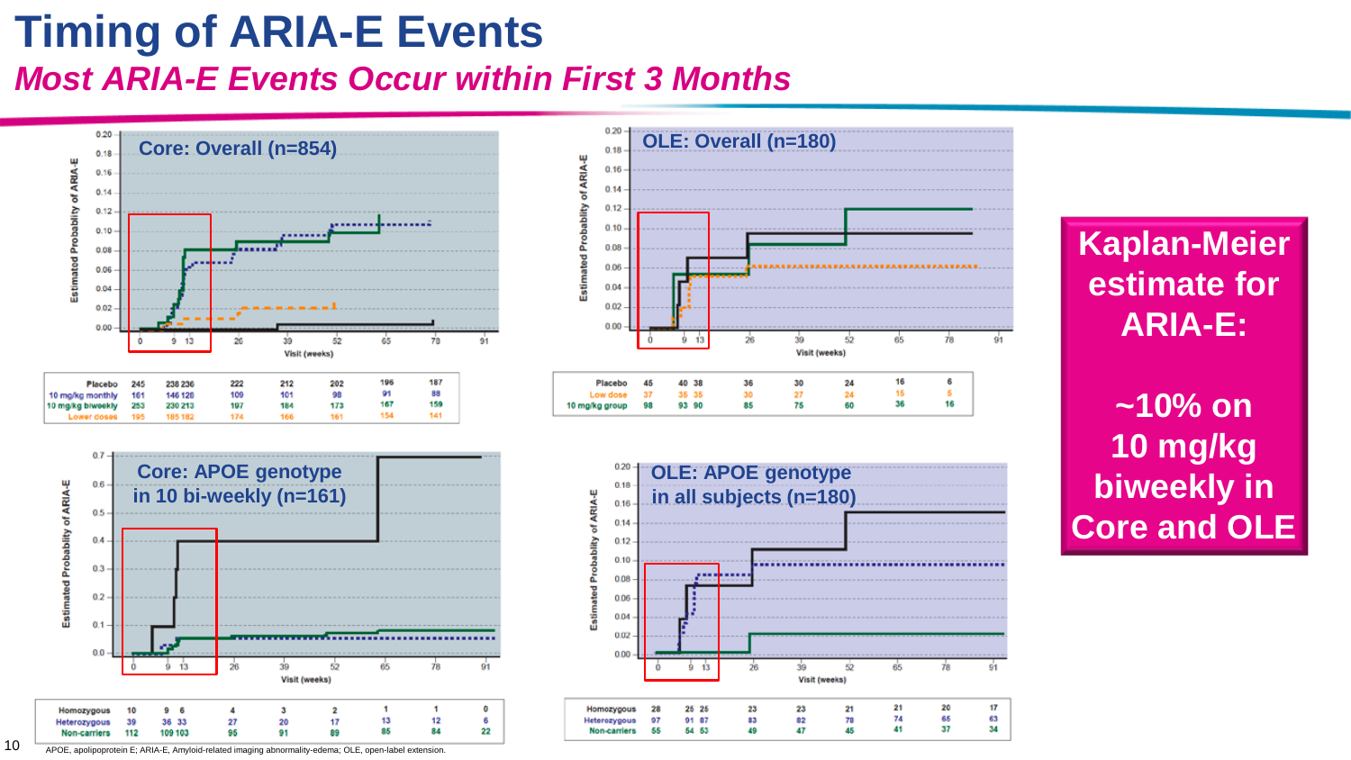# Timing of ARIA-E Events

## *Most ARIA-E Events Occur within First 3 Months*

**Core: Overall (n=854)**

| | 0 | 9 | 13 | 26 | 39 | 52 | 65 | 78 |
|---|---|---|---|---|---|---|---|---|
| Placebo | 245 | 238 | 236 | 222 | 212 | 202 | 196 | 187 |
| 10 mg/kg monthly | 161 | 146 | 126 | 109 | 101 | 98 | 91 | 88 |
| 10 mg/kg biweekly | 253 | 230 | 213 | 197 | 184 | 173 | 167 | 159 |
| Lower doses | 195 | 185 | 182 | 174 | 166 | 161 | 154 | 141 |

**OLE: Overall (n=180)**

| | 0 | 9 | 13 | 26 | 39 | 52 | 65 | 78 |
|---|---|---|---|---|---|---|---|---|
| Placebo | 45 | 40 | 38 | 36 | 30 | 24 | 16 | 6 |
| Low dose | 37 | 35 | 35 | 30 | 27 | 24 | 15 | 5 |
| 10 mg/kg group | 98 | 93 | 90 | 85 | 75 | 60 | 36 | 16 |

**Core: APOE genotype in 10 bi-weekly (n=161)**

| | 0 | 9 | 13 | 26 | 39 | 52 | 65 | 78 | 91 |
|---|---|---|---|---|---|---|---|---|---|
| Homozygous | 10 | 9 | 6 | 4 | 3 | 2 | 1 | 1 | 0 |
| Heterozygous | 39 | 36 | 33 | 27 | 20 | 17 | 13 | 12 | 6 |
| Non-carriers | 112 | 109 | 103 | 95 | 91 | 89 | 85 | 84 | 22 |

**OLE: APOE genotype in all subjects (n=180)**

| | 0 | 9 | 13 | 26 | 39 | 52 | 65 | 78 | 91 |
|---|---|---|---|---|---|---|---|---|---|
| Homozygous | 28 | 25 | 25 | 23 | 23 | 21 | 21 | 20 | 17 |
| Heterozygous | 97 | 91 | 87 | 83 | 82 | 78 | 74 | 65 | 63 |
| Non-carriers | 55 | 54 | 53 | 49 | 47 | 45 | 41 | 37 | 34 |

**Kaplan-Meier estimate for ARIA-E:**

**~10% on 10 mg/kg biweekly in Core and OLE**

APOE, apolipoprotein E; ARIA-E, Amyloid-related imaging abnormality-edema; OLE, open-label extension.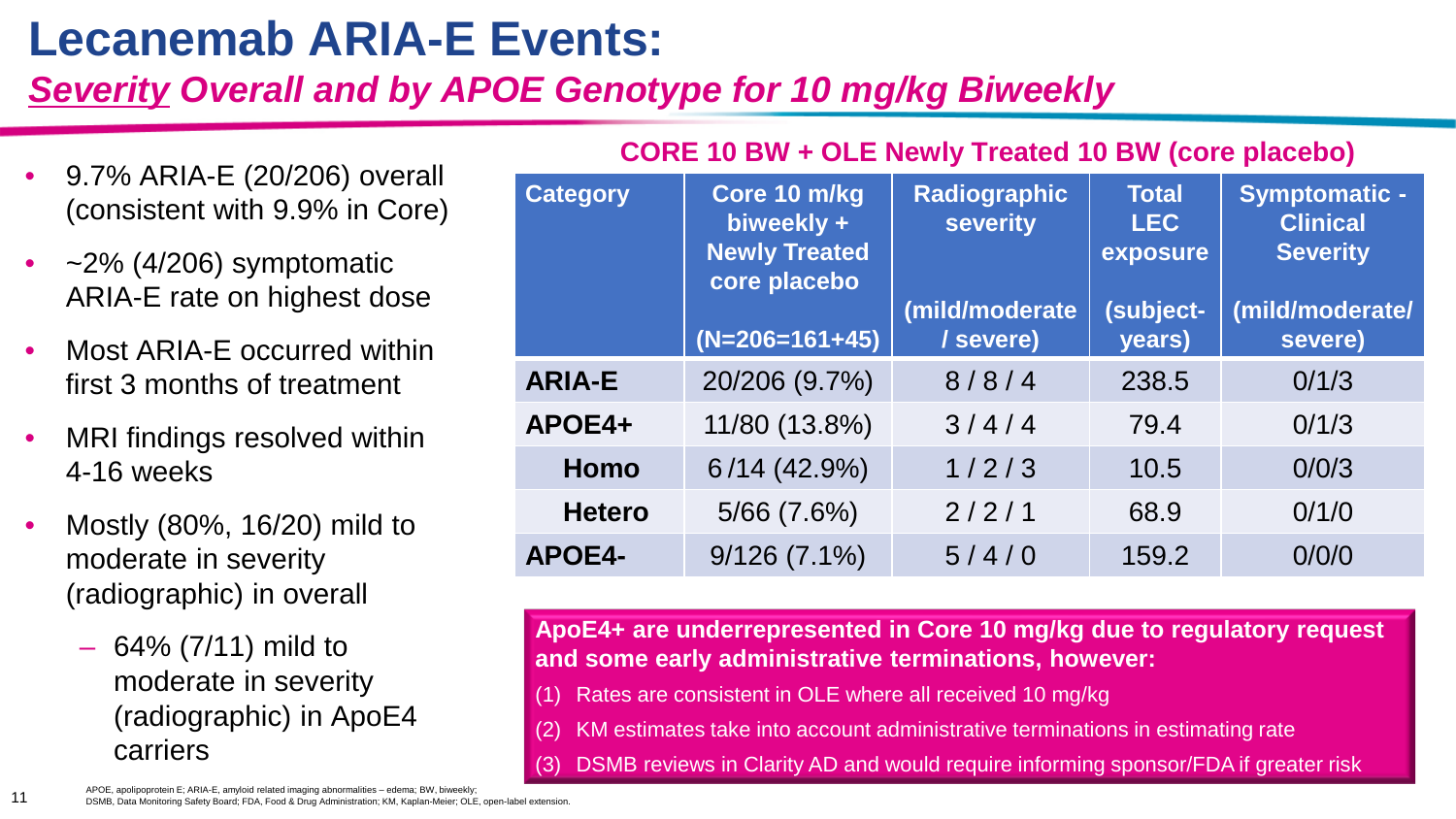# Lecanemab ARIA-E Events:

## *Severity Overall and by APOE Genotype for 10 mg/kg Biweekly*

- 9.7% ARIA-E (20/206) overall (consistent with 9.9% in Core)
- ~2% (4/206) symptomatic ARIA-E rate on highest dose
- Most ARIA-E occurred within first 3 months of treatment
- MRI findings resolved within 4-16 weeks
- Mostly (80%, 16/20) mild to moderate in severity (radiographic) in overall
  - 64% (7/11) mild to moderate in severity (radiographic) in ApoE4 carriers

**CORE 10 BW + OLE Newly Treated 10 BW (core placebo)**

| Category | Core 10 m/kg biweekly + Newly Treated core placebo (N=206=161+45) | Radiographic severity (mild/moderate / severe) | Total LEC exposure (subject-years) | Symptomatic - Clinical Severity (mild/moderate/ severe) |
|---|---|---|---|---|
| **ARIA-E** | 20/206 (9.7%) | 8 / 8 / 4 | 238.5 | 0/1/3 |
| **APOE4+** | 11/80 (13.8%) | 3 / 4 / 4 | 79.4 | 0/1/3 |
| **Homo** | 6 /14 (42.9%) | 1 / 2 / 3 | 10.5 | 0/0/3 |
| **Hetero** | 5/66 (7.6%) | 2 / 2 / 1 | 68.9 | 0/1/0 |
| **APOE4-** | 9/126 (7.1%) | 5 / 4 / 0 | 159.2 | 0/0/0 |

**ApoE4+ are underrepresented in Core 10 mg/kg due to regulatory request and some early administrative terminations, however:**

(1) Rates are consistent in OLE where all received 10 mg/kg

(2) KM estimates take into account administrative terminations in estimating rate

(3) DSMB reviews in Clarity AD and would require informing sponsor/FDA if greater risk

APOE, apolipoprotein E; ARIA-E, amyloid related imaging abnormalities – edema; BW, biweekly; DSMB, Data Monitoring Safety Board; FDA, Food & Drug Administration; KM, Kaplan-Meier; OLE, open-label extension.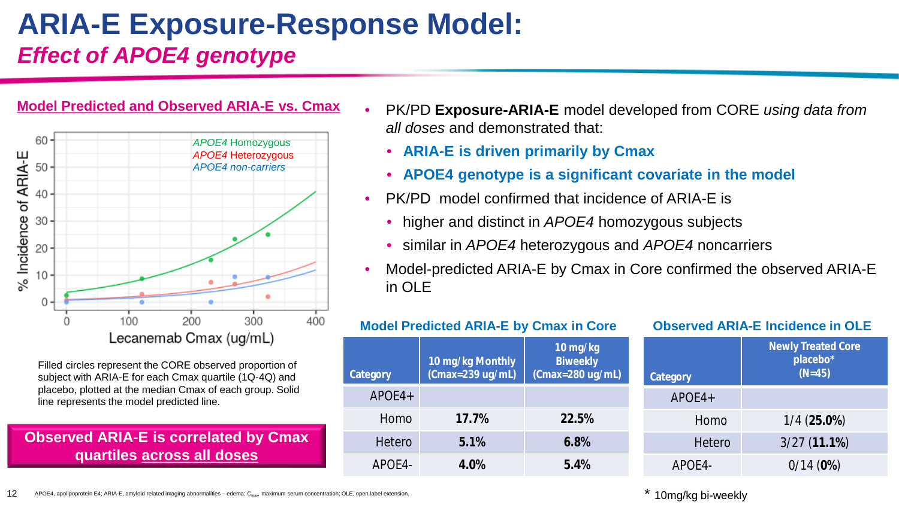# ARIA-E Exposure-Response Model:

## *Effect of APOE4 genotype*

**Model Predicted and Observed ARIA-E vs. Cmax**

Filled circles represent the CORE observed proportion of subject with ARIA-E for each Cmax quartile (1Q-4Q) and placebo, plotted at the median Cmax of each group. Solid line represents the model predicted line.

**Observed ARIA-E is correlated by Cmax quartiles across all doses**

- PK/PD **Exposure-ARIA-E** model developed from CORE *using data from all doses* and demonstrated that:
  - **ARIA-E is driven primarily by Cmax**
  - **APOE4 genotype is a significant covariate in the model**
- PK/PD model confirmed that incidence of ARIA-E is
  - higher and distinct in *APOE4* homozygous subjects
  - similar in *APOE4* heterozygous and *APOE4* noncarriers
- Model-predicted ARIA-E by Cmax in Core confirmed the observed ARIA-E in OLE

**Model Predicted ARIA-E by Cmax in Core**

| Category | 10 mg/kg Monthly (Cmax=239 ug/mL) | 10 mg/kg Biweekly (Cmax=280 ug/mL) |
|---|---|---|
| APOE4+ | | |
| Homo | **17.7%** | **22.5%** |
| Hetero | **5.1%** | **6.8%** |
| APOE4- | **4.0%** | **5.4%** |

**Observed ARIA-E Incidence in OLE**

| Category | Newly Treated Core placebo* (N=45) |
|---|---|
| APOE4+ | |
| Homo | 1/4 (**25.0%**) |
| Hetero | 3/27 (**11.1%**) |
| APOE4- | 0/14 (**0%**) |

\* 10mg/kg bi-weekly

APOE4, apolipoprotein E4; ARIA-E, amyloid related imaging abnormalities – edema; $C_{max}$, maximum serum concentration; OLE, open label extension.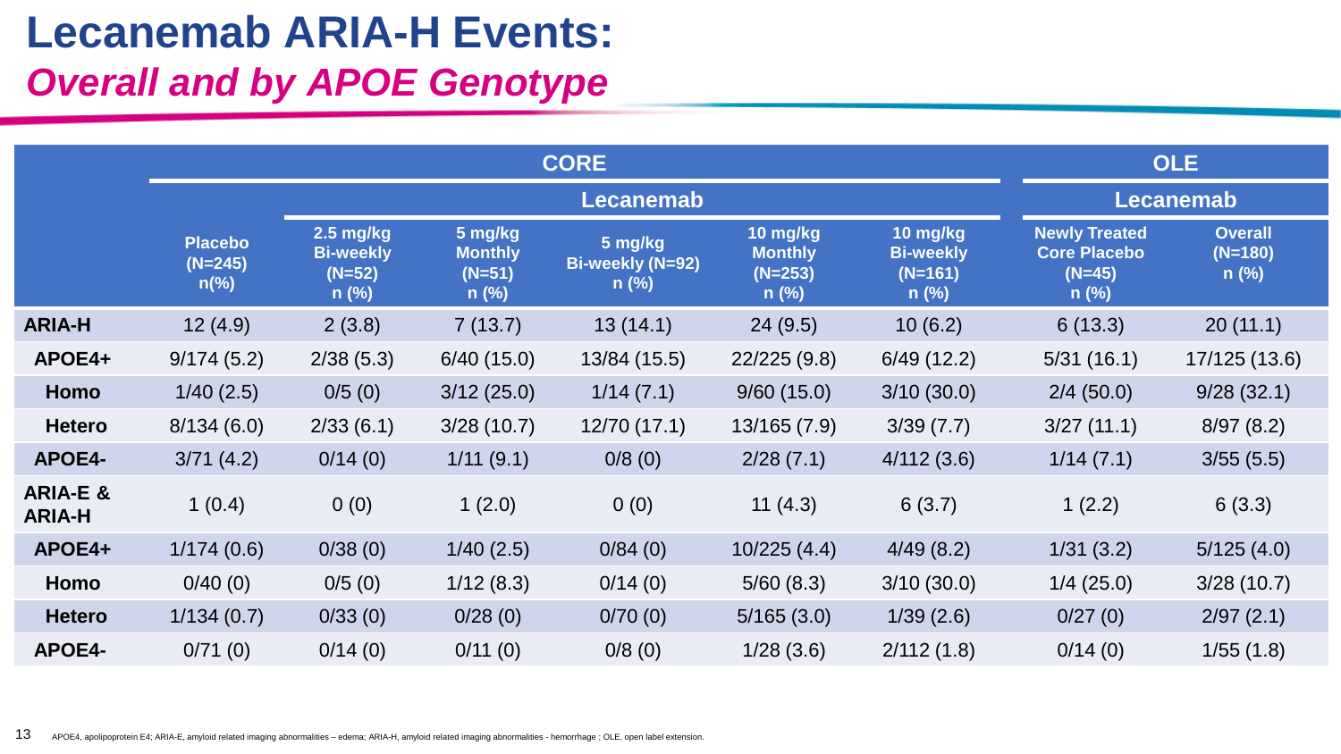# Lecanemab ARIA-H Events:

## *Overall and by APOE Genotype*

| | CORE | | | | | | OLE | |
|---|---|---|---|---|---|---|---|---|
| | | Lecanemab | | | | | Lecanemab | |
| | Placebo (N=245) n(%) | 2.5 mg/kg Bi-weekly (N=52) n (%) | 5 mg/kg Monthly (N=51) n (%) | 5 mg/kg Bi-weekly (N=92) n (%) | 10 mg/kg Monthly (N=253) n (%) | 10 mg/kg Bi-weekly (N=161) n (%) | Newly Treated Core Placebo (N=45) n (%) | Overall (N=180) n (%) |
| **ARIA-H** | 12 (4.9) | 2 (3.8) | 7 (13.7) | 13 (14.1) | 24 (9.5) | 10 (6.2) | 6 (13.3) | 20 (11.1) |
| **APOE4+** | 9/174 (5.2) | 2/38 (5.3) | 6/40 (15.0) | 13/84 (15.5) | 22/225 (9.8) | 6/49 (12.2) | 5/31 (16.1) | 17/125 (13.6) |
| **Homo** | 1/40 (2.5) | 0/5 (0) | 3/12 (25.0) | 1/14 (7.1) | 9/60 (15.0) | 3/10 (30.0) | 2/4 (50.0) | 9/28 (32.1) |
| **Hetero** | 8/134 (6.0) | 2/33 (6.1) | 3/28 (10.7) | 12/70 (17.1) | 13/165 (7.9) | 3/39 (7.7) | 3/27 (11.1) | 8/97 (8.2) |
| **APOE4-** | 3/71 (4.2) | 0/14 (0) | 1/11 (9.1) | 0/8 (0) | 2/28 (7.1) | 4/112 (3.6) | 1/14 (7.1) | 3/55 (5.5) |
| **ARIA-E & ARIA-H** | 1 (0.4) | 0 (0) | 1 (2.0) | 0 (0) | 11 (4.3) | 6 (3.7) | 1 (2.2) | 6 (3.3) |
| **APOE4+** | 1/174 (0.6) | 0/38 (0) | 1/40 (2.5) | 0/84 (0) | 10/225 (4.4) | 4/49 (8.2) | 1/31 (3.2) | 5/125 (4.0) |
| **Homo** | 0/40 (0) | 0/5 (0) | 1/12 (8.3) | 0/14 (0) | 5/60 (8.3) | 3/10 (30.0) | 1/4 (25.0) | 3/28 (10.7) |
| **Hetero** | 1/134 (0.7) | 0/33 (0) | 0/28 (0) | 0/70 (0) | 5/165 (3.0) | 1/39 (2.6) | 0/27 (0) | 2/97 (2.1) |
| **APOE4-** | 0/71 (0) | 0/14 (0) | 0/11 (0) | 0/8 (0) | 1/28 (3.6) | 2/112 (1.8) | 0/14 (0) | 1/55 (1.8) |

APOE4, apolipoprotein E4; ARIA-E, amyloid related imaging abnormalities – edema; ARIA-H, amyloid related imaging abnormalities - hemorrhage ; OLE, open label extension.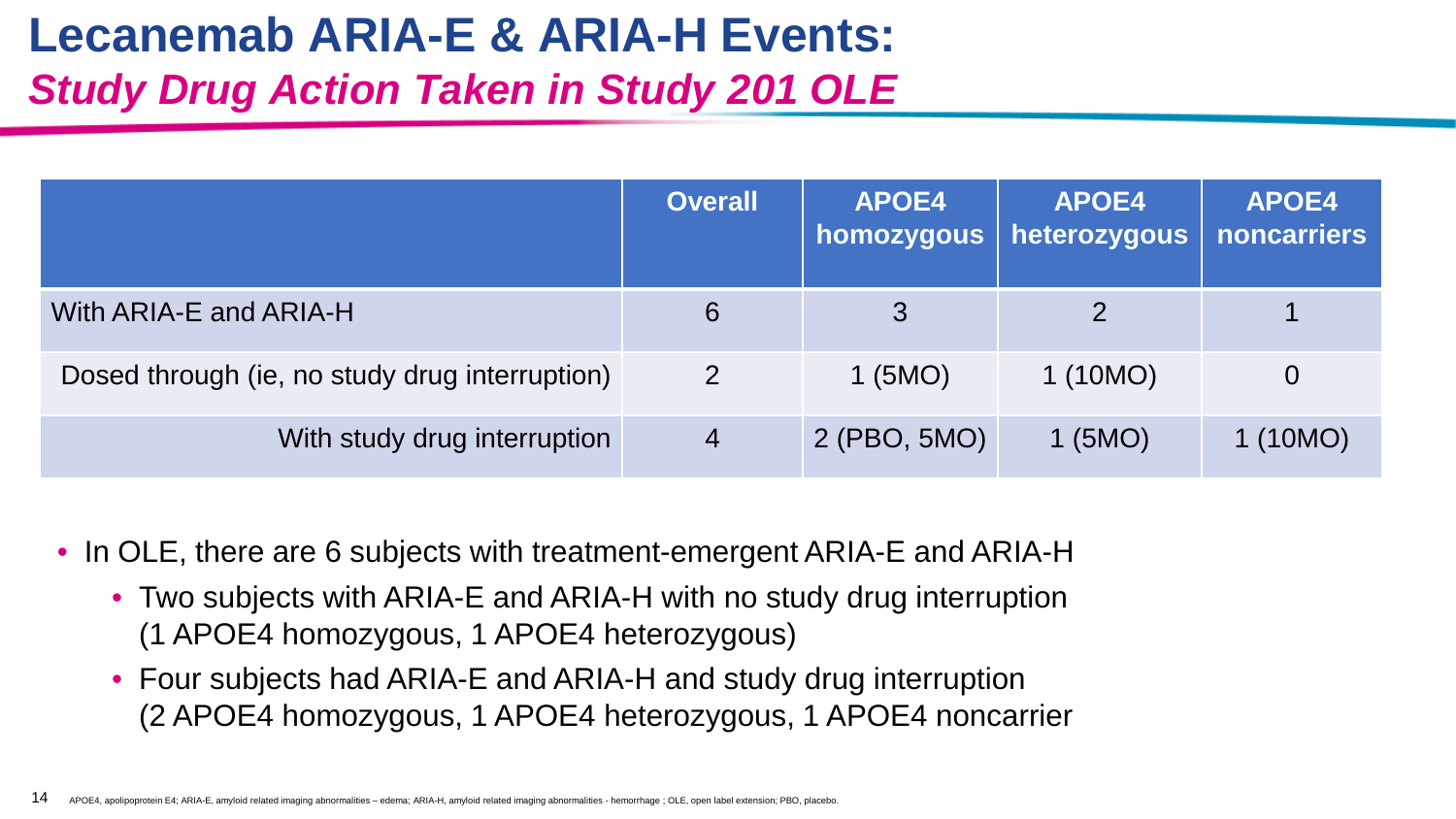# Lecanemab ARIA-E & ARIA-H Events:

## *Study Drug Action Taken in Study 201 OLE*

| | Overall | APOE4 homozygous | APOE4 heterozygous | APOE4 noncarriers |
|---|---|---|---|---|
| With ARIA-E and ARIA-H | 6 | 3 | 2 | 1 |
| Dosed through (ie, no study drug interruption) | 2 | 1 (5MO) | 1 (10MO) | 0 |
| With study drug interruption | 4 | 2 (PBO, 5MO) | 1 (5MO) | 1 (10MO) |

- In OLE, there are 6 subjects with treatment-emergent ARIA-E and ARIA-H
  - Two subjects with ARIA-E and ARIA-H with no study drug interruption (1 APOE4 homozygous, 1 APOE4 heterozygous)
  - Four subjects had ARIA-E and ARIA-H and study drug interruption (2 APOE4 homozygous, 1 APOE4 heterozygous, 1 APOE4 noncarrier

APOE4, apolipoprotein E4; ARIA-E, amyloid related imaging abnormalities – edema; ARIA-H, amyloid related imaging abnormalities - hemorrhage ; OLE, open label extension; PBO, placebo.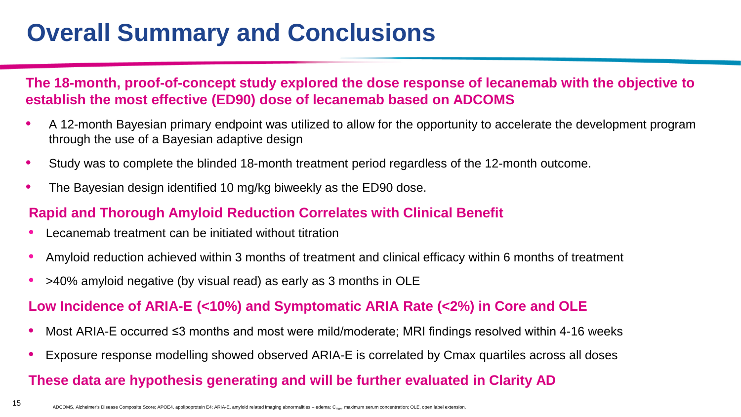# Overall Summary and Conclusions

**The 18-month, proof-of-concept study explored the dose response of lecanemab with the objective to establish the most effective (ED90) dose of lecanemab based on ADCOMS**

- A 12-month Bayesian primary endpoint was utilized to allow for the opportunity to accelerate the development program through the use of a Bayesian adaptive design
- Study was to complete the blinded 18-month treatment period regardless of the 12-month outcome.
- The Bayesian design identified 10 mg/kg biweekly as the ED90 dose.

**Rapid and Thorough Amyloid Reduction Correlates with Clinical Benefit**

- Lecanemab treatment can be initiated without titration
- Amyloid reduction achieved within 3 months of treatment and clinical efficacy within 6 months of treatment
- >40% amyloid negative (by visual read) as early as 3 months in OLE

**Low Incidence of ARIA-E (<10%) and Symptomatic ARIA Rate (<2%) in Core and OLE**

- Most ARIA-E occurred ≤3 months and most were mild/moderate; MRI findings resolved within 4-16 weeks
- Exposure response modelling showed observed ARIA-E is correlated by Cmax quartiles across all doses

**These data are hypothesis generating and will be further evaluated in Clarity AD**

ADCOMS, Alzheimer's Disease Composite Score; APOE4, apolipoprotein E4; ARIA-E, amyloid related imaging abnormalities – edema; $C_{max}$, maximum serum concentration; OLE, open label extension.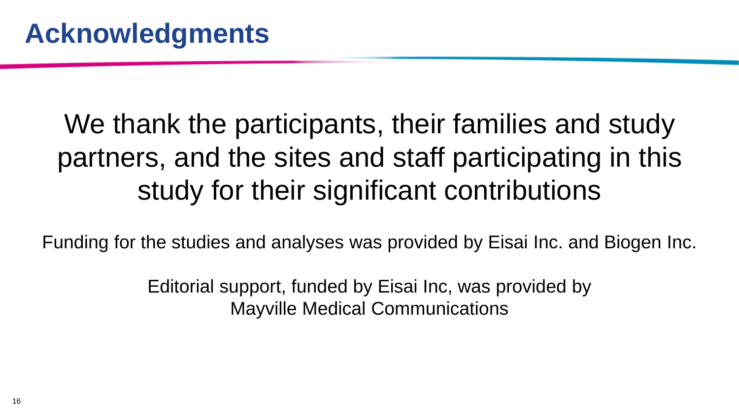# Acknowledgments

We thank the participants, their families and study partners, and the sites and staff participating in this study for their significant contributions

Funding for the studies and analyses was provided by Eisai Inc. and Biogen Inc.

Editorial support, funded by Eisai Inc, was provided by Mayville Medical Communications